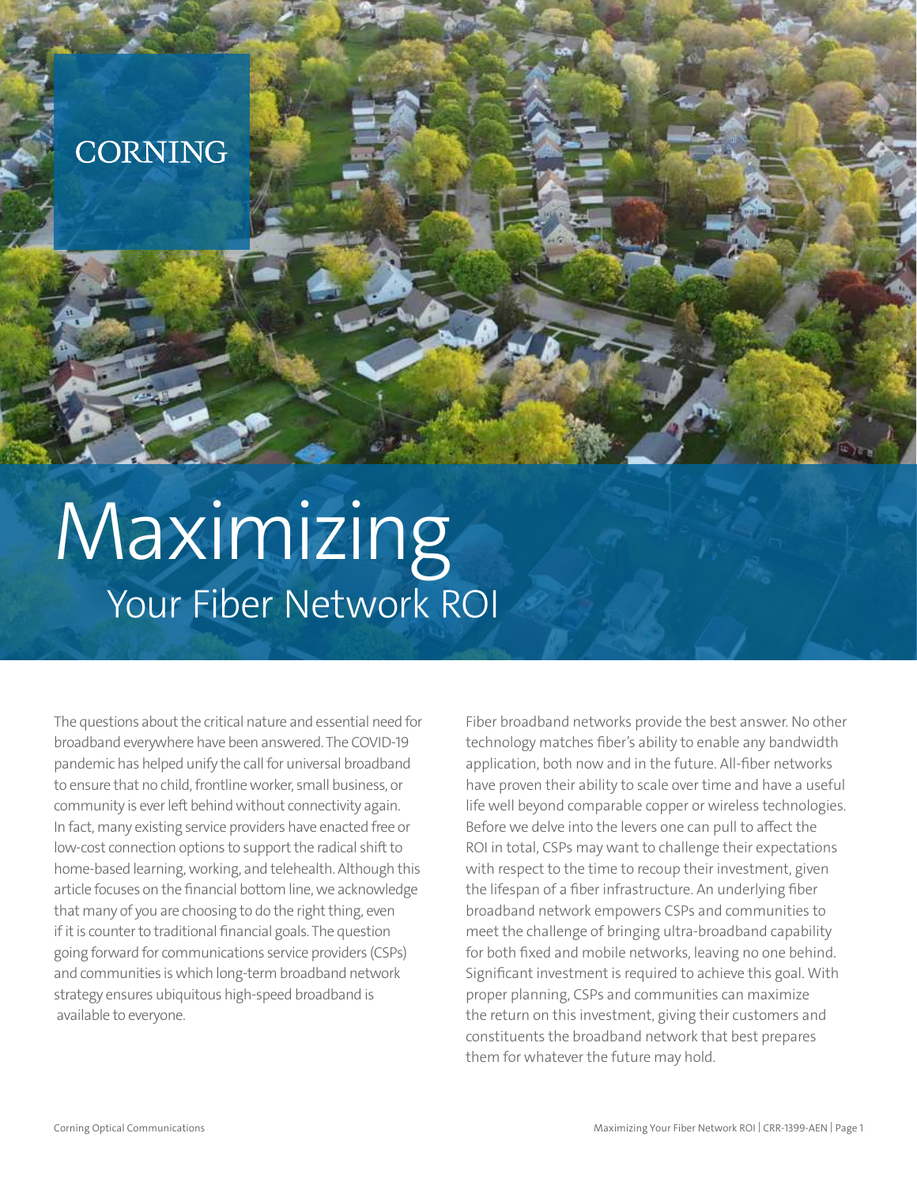CORNING

# Maximizing
## Your Fiber Network ROI

The questions about the critical nature and essential need for broadband everywhere have been answered. The COVID-19 pandemic has helped unify the call for universal broadband to ensure that no child, frontline worker, small business, or community is ever left behind without connectivity again. In fact, many existing service providers have enacted free or low-cost connection options to support the radical shift to home-based learning, working, and telehealth. Although this article focuses on the financial bottom line, we acknowledge that many of you are choosing to do the right thing, even if it is counter to traditional financial goals. The question going forward for communications service providers (CSPs) and communities is which long-term broadband network strategy ensures ubiquitous high-speed broadband is available to everyone.

Fiber broadband networks provide the best answer. No other technology matches fiber's ability to enable any bandwidth application, both now and in the future. All-fiber networks have proven their ability to scale over time and have a useful life well beyond comparable copper or wireless technologies. Before we delve into the levers one can pull to affect the ROI in total, CSPs may want to challenge their expectations with respect to the time to recoup their investment, given the lifespan of a fiber infrastructure. An underlying fiber broadband network empowers CSPs and communities to meet the challenge of bringing ultra-broadband capability for both fixed and mobile networks, leaving no one behind. Significant investment is required to achieve this goal. With proper planning, CSPs and communities can maximize the return on this investment, giving their customers and constituents the broadband network that best prepares them for whatever the future may hold.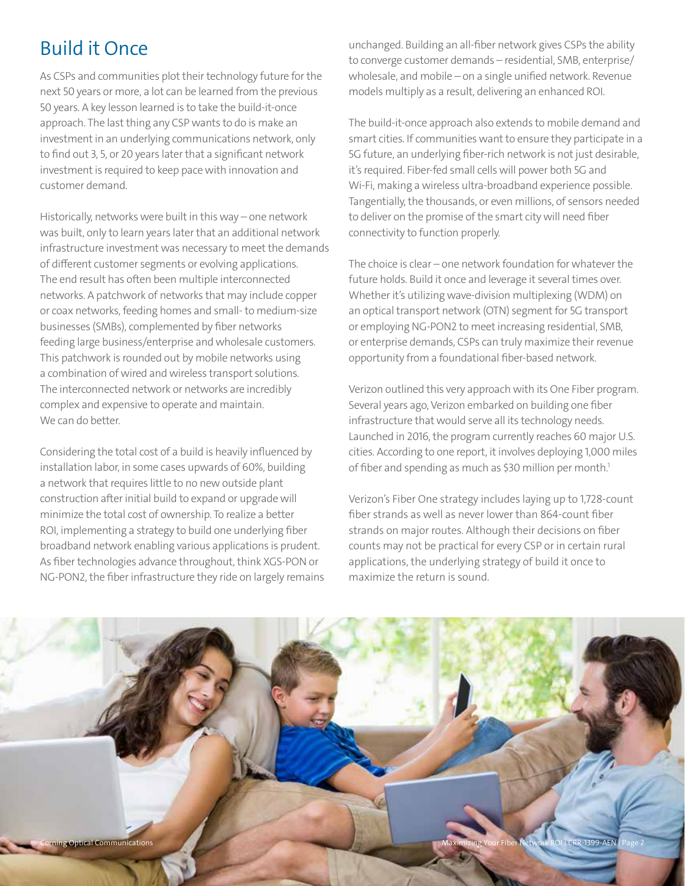## Build it Once

As CSPs and communities plot their technology future for the next 50 years or more, a lot can be learned from the previous 50 years. A key lesson learned is to take the build-it-once approach. The last thing any CSP wants to do is make an investment in an underlying communications network, only to find out 3, 5, or 20 years later that a significant network investment is required to keep pace with innovation and customer demand.

Historically, networks were built in this way – one network was built, only to learn years later that an additional network infrastructure investment was necessary to meet the demands of different customer segments or evolving applications. The end result has often been multiple interconnected networks. A patchwork of networks that may include copper or coax networks, feeding homes and small- to medium-size businesses (SMBs), complemented by fiber networks feeding large business/enterprise and wholesale customers. This patchwork is rounded out by mobile networks using a combination of wired and wireless transport solutions. The interconnected network or networks are incredibly complex and expensive to operate and maintain. We can do better.

Considering the total cost of a build is heavily influenced by installation labor, in some cases upwards of 60%, building a network that requires little to no new outside plant construction after initial build to expand or upgrade will minimize the total cost of ownership. To realize a better ROI, implementing a strategy to build one underlying fiber broadband network enabling various applications is prudent. As fiber technologies advance throughout, think XGS-PON or NG-PON2, the fiber infrastructure they ride on largely remains unchanged. Building an all-fiber network gives CSPs the ability to converge customer demands – residential, SMB, enterprise/wholesale, and mobile – on a single unified network. Revenue models multiply as a result, delivering an enhanced ROI.

The build-it-once approach also extends to mobile demand and smart cities. If communities want to ensure they participate in a 5G future, an underlying fiber-rich network is not just desirable, it's required. Fiber-fed small cells will power both 5G and Wi-Fi, making a wireless ultra-broadband experience possible. Tangentially, the thousands, or even millions, of sensors needed to deliver on the promise of the smart city will need fiber connectivity to function properly.

The choice is clear – one network foundation for whatever the future holds. Build it once and leverage it several times over. Whether it's utilizing wave-division multiplexing (WDM) on an optical transport network (OTN) segment for 5G transport or employing NG-PON2 to meet increasing residential, SMB, or enterprise demands, CSPs can truly maximize their revenue opportunity from a foundational fiber-based network.

Verizon outlined this very approach with its One Fiber program. Several years ago, Verizon embarked on building one fiber infrastructure that would serve all its technology needs. Launched in 2016, the program currently reaches 60 major U.S. cities. According to one report, it involves deploying 1,000 miles of fiber and spending as much as $30 million per month.[1]

Verizon's Fiber One strategy includes laying up to 1,728-count fiber strands as well as never lower than 864-count fiber strands on major routes. Although their decisions on fiber counts may not be practical for every CSP or in certain rural applications, the underlying strategy of build it once to maximize the return is sound.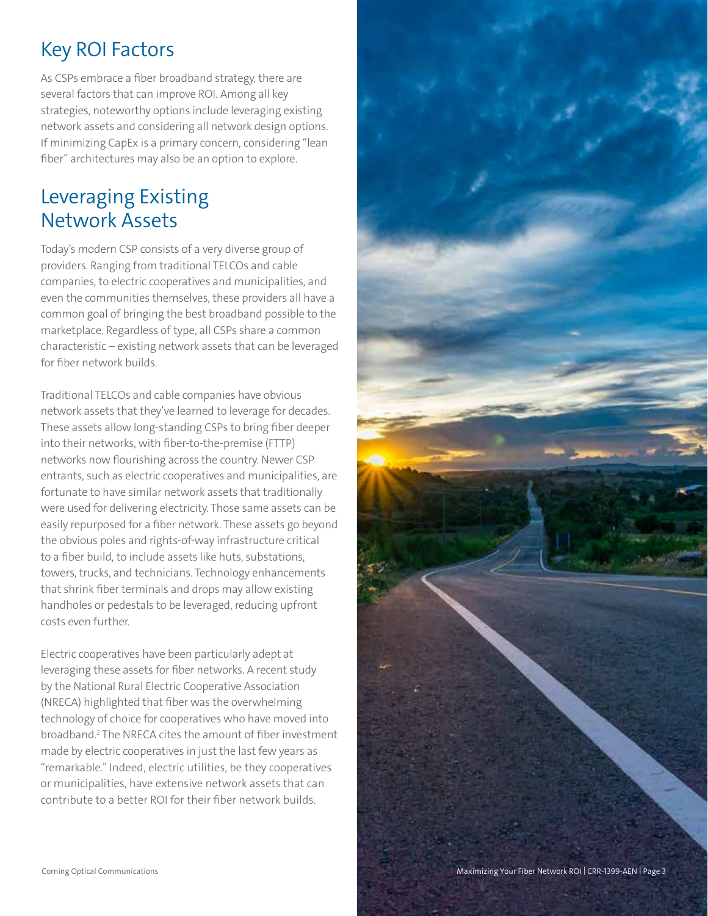## Key ROI Factors

As CSPs embrace a fiber broadband strategy, there are several factors that can improve ROI. Among all key strategies, noteworthy options include leveraging existing network assets and considering all network design options. If minimizing CapEx is a primary concern, considering "lean fiber" architectures may also be an option to explore.

## Leveraging Existing Network Assets

Today's modern CSP consists of a very diverse group of providers. Ranging from traditional TELCOs and cable companies, to electric cooperatives and municipalities, and even the communities themselves, these providers all have a common goal of bringing the best broadband possible to the marketplace. Regardless of type, all CSPs share a common characteristic – existing network assets that can be leveraged for fiber network builds.

Traditional TELCOs and cable companies have obvious network assets that they've learned to leverage for decades. These assets allow long-standing CSPs to bring fiber deeper into their networks, with fiber-to-the-premise (FTTP) networks now flourishing across the country. Newer CSP entrants, such as electric cooperatives and municipalities, are fortunate to have similar network assets that traditionally were used for delivering electricity. Those same assets can be easily repurposed for a fiber network. These assets go beyond the obvious poles and rights-of-way infrastructure critical to a fiber build, to include assets like huts, substations, towers, trucks, and technicians. Technology enhancements that shrink fiber terminals and drops may allow existing handholes or pedestals to be leveraged, reducing upfront costs even further.

Electric cooperatives have been particularly adept at leveraging these assets for fiber networks. A recent study by the National Rural Electric Cooperative Association (NRECA) highlighted that fiber was the overwhelming technology of choice for cooperatives who have moved into broadband.[2] The NRECA cites the amount of fiber investment made by electric cooperatives in just the last few years as "remarkable." Indeed, electric utilities, be they cooperatives or municipalities, have extensive network assets that can contribute to a better ROI for their fiber network builds.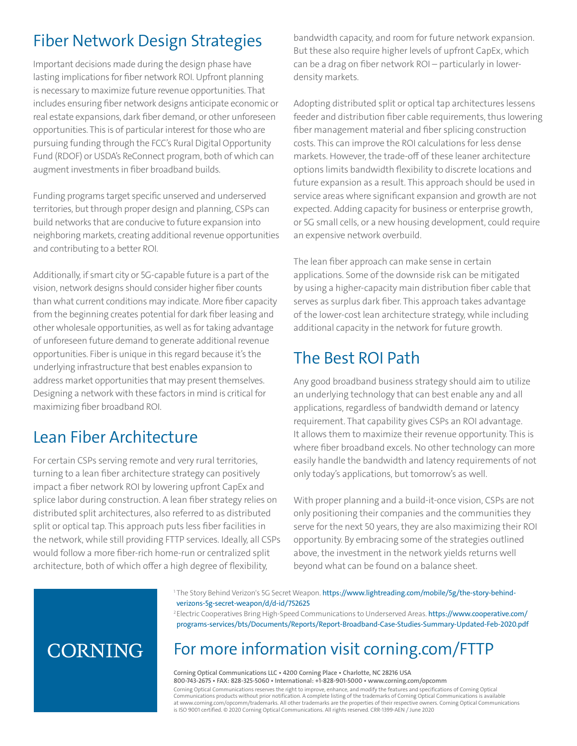## Fiber Network Design Strategies

Important decisions made during the design phase have lasting implications for fiber network ROI. Upfront planning is necessary to maximize future revenue opportunities. That includes ensuring fiber network designs anticipate economic or real estate expansions, dark fiber demand, or other unforeseen opportunities. This is of particular interest for those who are pursuing funding through the FCC's Rural Digital Opportunity Fund (RDOF) or USDA's ReConnect program, both of which can augment investments in fiber broadband builds.

Funding programs target specific unserved and underserved territories, but through proper design and planning, CSPs can build networks that are conducive to future expansion into neighboring markets, creating additional revenue opportunities and contributing to a better ROI.

Additionally, if smart city or 5G-capable future is a part of the vision, network designs should consider higher fiber counts than what current conditions may indicate. More fiber capacity from the beginning creates potential for dark fiber leasing and other wholesale opportunities, as well as for taking advantage of unforeseen future demand to generate additional revenue opportunities. Fiber is unique in this regard because it's the underlying infrastructure that best enables expansion to address market opportunities that may present themselves. Designing a network with these factors in mind is critical for maximizing fiber broadband ROI.

## Lean Fiber Architecture

For certain CSPs serving remote and very rural territories, turning to a lean fiber architecture strategy can positively impact a fiber network ROI by lowering upfront CapEx and splice labor during construction. A lean fiber strategy relies on distributed split architectures, also referred to as distributed split or optical tap. This approach puts less fiber facilities in the network, while still providing FTTP services. Ideally, all CSPs would follow a more fiber-rich home-run or centralized split architecture, both of which offer a high degree of flexibility, bandwidth capacity, and room for future network expansion. But these also require higher levels of upfront CapEx, which can be a drag on fiber network ROI – particularly in lower-density markets.

Adopting distributed split or optical tap architectures lessens feeder and distribution fiber cable requirements, thus lowering fiber management material and fiber splicing construction costs. This can improve the ROI calculations for less dense markets. However, the trade-off of these leaner architecture options limits bandwidth flexibility to discrete locations and future expansion as a result. This approach should be used in service areas where significant expansion and growth are not expected. Adding capacity for business or enterprise growth, or 5G small cells, or a new housing development, could require an expensive network overbuild.

The lean fiber approach can make sense in certain applications. Some of the downside risk can be mitigated by using a higher-capacity main distribution fiber cable that serves as surplus dark fiber. This approach takes advantage of the lower-cost lean architecture strategy, while including additional capacity in the network for future growth.

## The Best ROI Path

Any good broadband business strategy should aim to utilize an underlying technology that can best enable any and all applications, regardless of bandwidth demand or latency requirement. That capability gives CSPs an ROI advantage. It allows them to maximize their revenue opportunity. This is where fiber broadband excels. No other technology can more easily handle the bandwidth and latency requirements of not only today's applications, but tomorrow's as well.

With proper planning and a build-it-once vision, CSPs are not only positioning their companies and the communities they serve for the next 50 years, they are also maximizing their ROI opportunity. By embracing some of the strategies outlined above, the investment in the network yields returns well beyond what can be found on a balance sheet.

[1] The Story Behind Verizon's 5G Secret Weapon. https://www.lightreading.com/mobile/5g/the-story-behind-verizons-5g-secret-weapon/d/d-id/752625

[2] Electric Cooperatives Bring High-Speed Communications to Underserved Areas. https://www.cooperative.com/programs-services/bts/Documents/Reports/Report-Broadband-Case-Studies-Summary-Updated-Feb-2020.pdf

CORNING

## For more information visit corning.com/FTTP

**Corning Optical Communications LLC • 4200 Corning Place • Charlotte, NC 28216 USA**
**800-743-2675 • FAX: 828-325-5060 • International: +1-828-901-5000 • www.corning.com/opcomm**

Corning Optical Communications reserves the right to improve, enhance, and modify the features and specifications of Corning Optical Communications products without prior notification. A complete listing of the trademarks of Corning Optical Communications is available at www.corning.com/opcomm/trademarks. All other trademarks are the properties of their respective owners. Corning Optical Communications is ISO 9001 certified. © 2020 Corning Optical Communications. All rights reserved. CRR-1399-AEN / June 2020